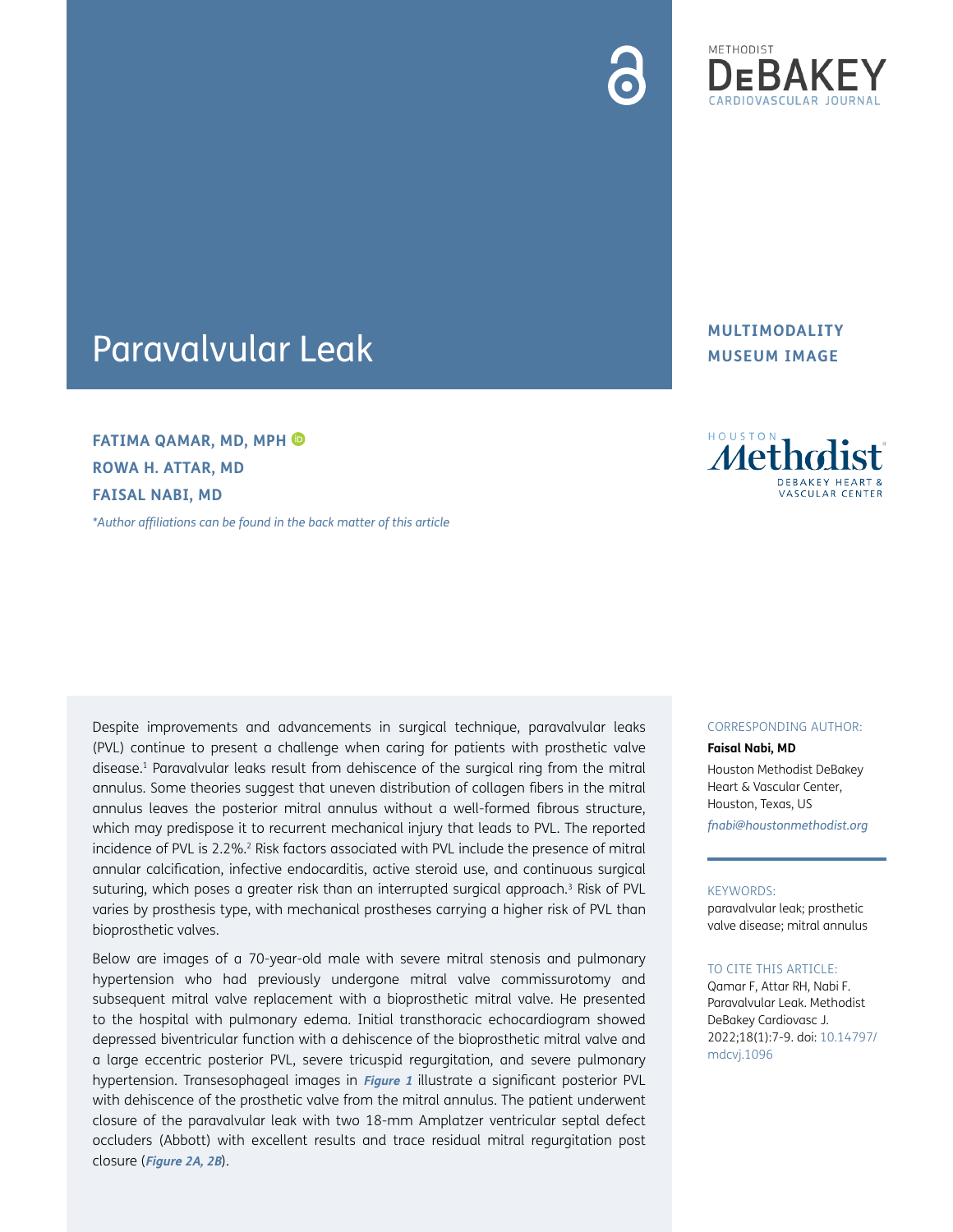METHODIST DEBAKEY CARDIOVASCULAR JOURNAL

# Paravalvular Leak

**MULTIMODALITY MUSEUM IMAGE**

**FATIMA QAMAR, MD, MPH**
**ROWA H. ATTAR, MD**
**FAISAL NABI, MD**

*\*Author affiliations can be found in the back matter of this article*

Despite improvements and advancements in surgical technique, paravalvular leaks (PVL) continue to present a challenge when caring for patients with prosthetic valve disease.[1] Paravalvular leaks result from dehiscence of the surgical ring from the mitral annulus. Some theories suggest that uneven distribution of collagen fibers in the mitral annulus leaves the posterior mitral annulus without a well-formed fibrous structure, which may predispose it to recurrent mechanical injury that leads to PVL. The reported incidence of PVL is 2.2%.[2] Risk factors associated with PVL include the presence of mitral annular calcification, infective endocarditis, active steroid use, and continuous surgical suturing, which poses a greater risk than an interrupted surgical approach.[3] Risk of PVL varies by prosthesis type, with mechanical prostheses carrying a higher risk of PVL than bioprosthetic valves.

Below are images of a 70-year-old male with severe mitral stenosis and pulmonary hypertension who had previously undergone mitral valve commissurotomy and subsequent mitral valve replacement with a bioprosthetic mitral valve. He presented to the hospital with pulmonary edema. Initial transthoracic echocardiogram showed depressed biventricular function with a dehiscence of the bioprosthetic mitral valve and a large eccentric posterior PVL, severe tricuspid regurgitation, and severe pulmonary hypertension. Transesophageal images in ***Figure 1*** illustrate a significant posterior PVL with dehiscence of the prosthetic valve from the mitral annulus. The patient underwent closure of the paravalvular leak with two 18-mm Amplatzer ventricular septal defect occluders (Abbott) with excellent results and trace residual mitral regurgitation post closure (***Figure 2A, 2B***).

CORRESPONDING AUTHOR:

**Faisal Nabi, MD**

Houston Methodist DeBakey Heart & Vascular Center, Houston, Texas, US

*fnabi@houstonmethodist.org*

KEYWORDS:

paravalvular leak; prosthetic valve disease; mitral annulus

TO CITE THIS ARTICLE:

Qamar F, Attar RH, Nabi F. Paravalvular Leak. Methodist DeBakey Cardiovasc J. 2022;18(1):7-9. doi: 10.14797/mdcvj.1096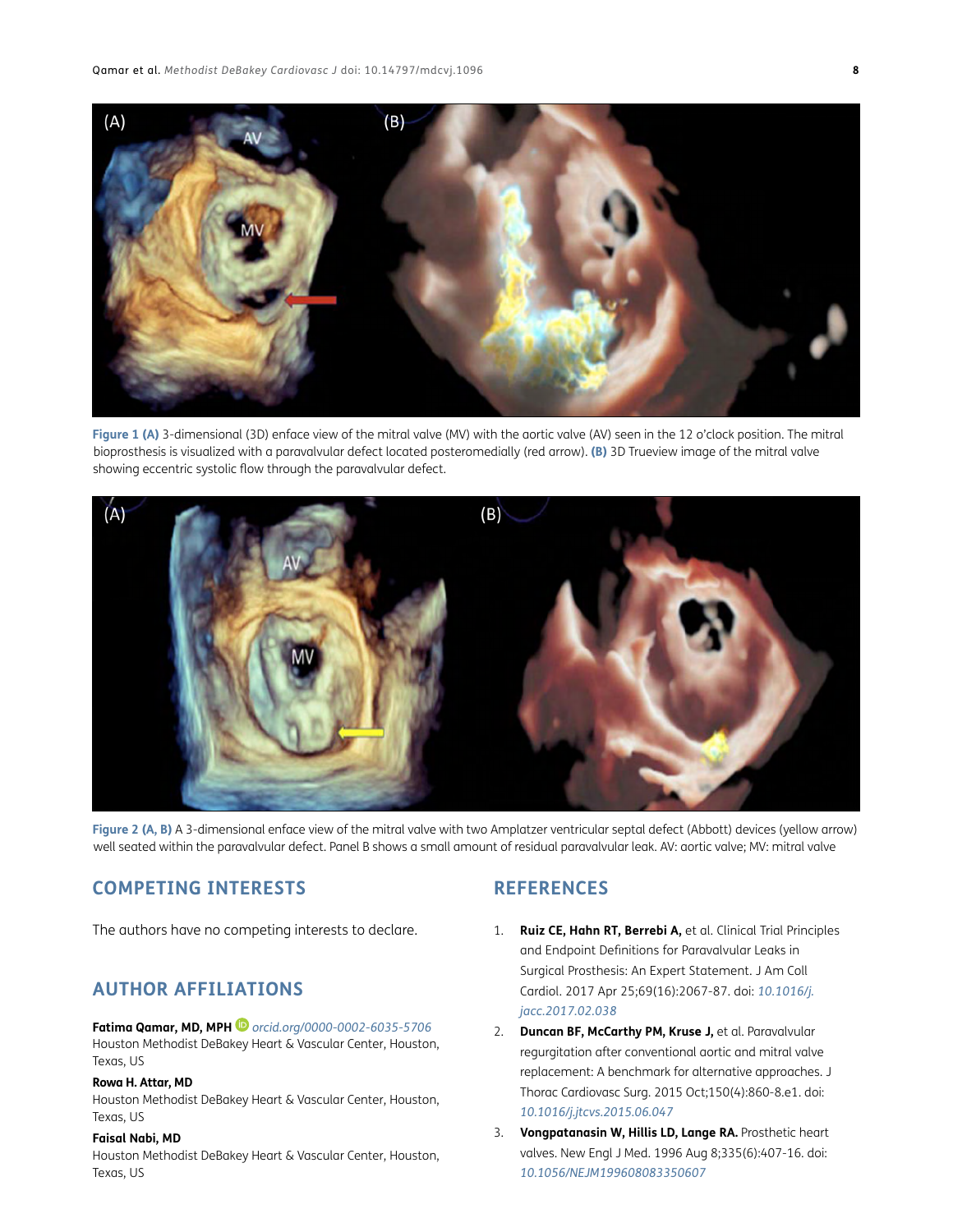**Figure 1 (A)** 3-dimensional (3D) enface view of the mitral valve (MV) with the aortic valve (AV) seen in the 12 o'clock position. The mitral bioprosthesis is visualized with a paravalvular defect located posteromedially (red arrow). **(B)** 3D Trueview image of the mitral valve showing eccentric systolic flow through the paravalvular defect.

**Figure 2 (A, B)** A 3-dimensional enface view of the mitral valve with two Amplatzer ventricular septal defect (Abbott) devices (yellow arrow) well seated within the paravalvular defect. Panel B shows a small amount of residual paravalvular leak. AV: aortic valve; MV: mitral valve

## COMPETING INTERESTS

The authors have no competing interests to declare.

## AUTHOR AFFILIATIONS

**Fatima Qamar, MD, MPH** *orcid.org/0000-0002-6035-5706*
Houston Methodist DeBakey Heart & Vascular Center, Houston, Texas, US

**Rowa H. Attar, MD**
Houston Methodist DeBakey Heart & Vascular Center, Houston, Texas, US

**Faisal Nabi, MD**
Houston Methodist DeBakey Heart & Vascular Center, Houston, Texas, US

## REFERENCES

1. **Ruiz CE, Hahn RT, Berrebi A,** et al. Clinical Trial Principles and Endpoint Definitions for Paravalvular Leaks in Surgical Prosthesis: An Expert Statement. J Am Coll Cardiol. 2017 Apr 25;69(16):2067-87. doi: *10.1016/j.jacc.2017.02.038*
2. **Duncan BF, McCarthy PM, Kruse J,** et al. Paravalvular regurgitation after conventional aortic and mitral valve replacement: A benchmark for alternative approaches. J Thorac Cardiovasc Surg. 2015 Oct;150(4):860-8.e1. doi: *10.1016/j.jtcvs.2015.06.047*
3. **Vongpatanasin W, Hillis LD, Lange RA.** Prosthetic heart valves. New Engl J Med. 1996 Aug 8;335(6):407-16. doi: *10.1056/NEJM199608083350607*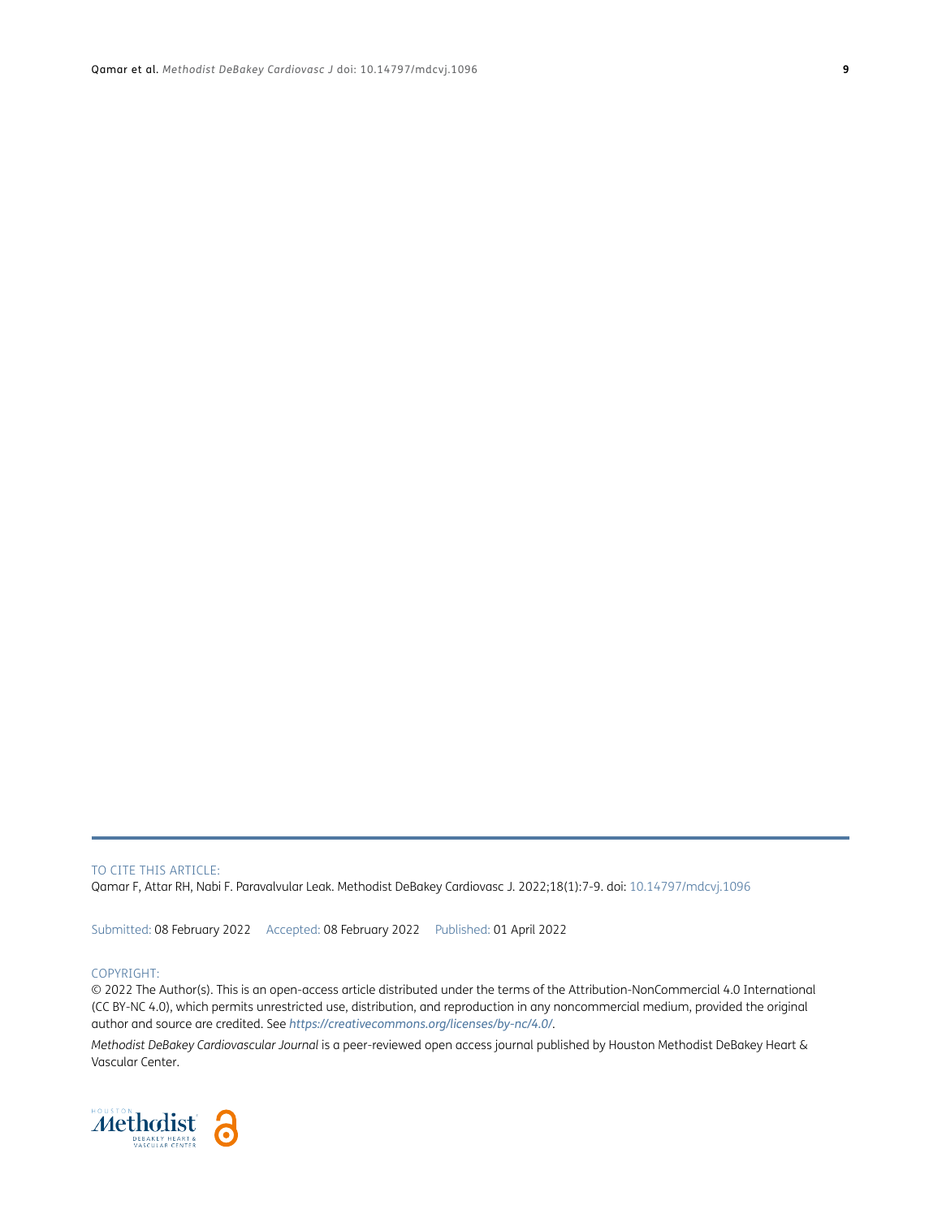TO CITE THIS ARTICLE:

Qamar F, Attar RH, Nabi F. Paravalvular Leak. Methodist DeBakey Cardiovasc J. 2022;18(1):7-9. doi: 10.14797/mdcvj.1096

Submitted: 08 February 2022 Accepted: 08 February 2022 Published: 01 April 2022

COPYRIGHT:

© 2022 The Author(s). This is an open-access article distributed under the terms of the Attribution-NonCommercial 4.0 International (CC BY-NC 4.0), which permits unrestricted use, distribution, and reproduction in any noncommercial medium, provided the original author and source are credited. See *https://creativecommons.org/licenses/by-nc/4.0/*.

*Methodist DeBakey Cardiovascular Journal* is a peer-reviewed open access journal published by Houston Methodist DeBakey Heart & Vascular Center.